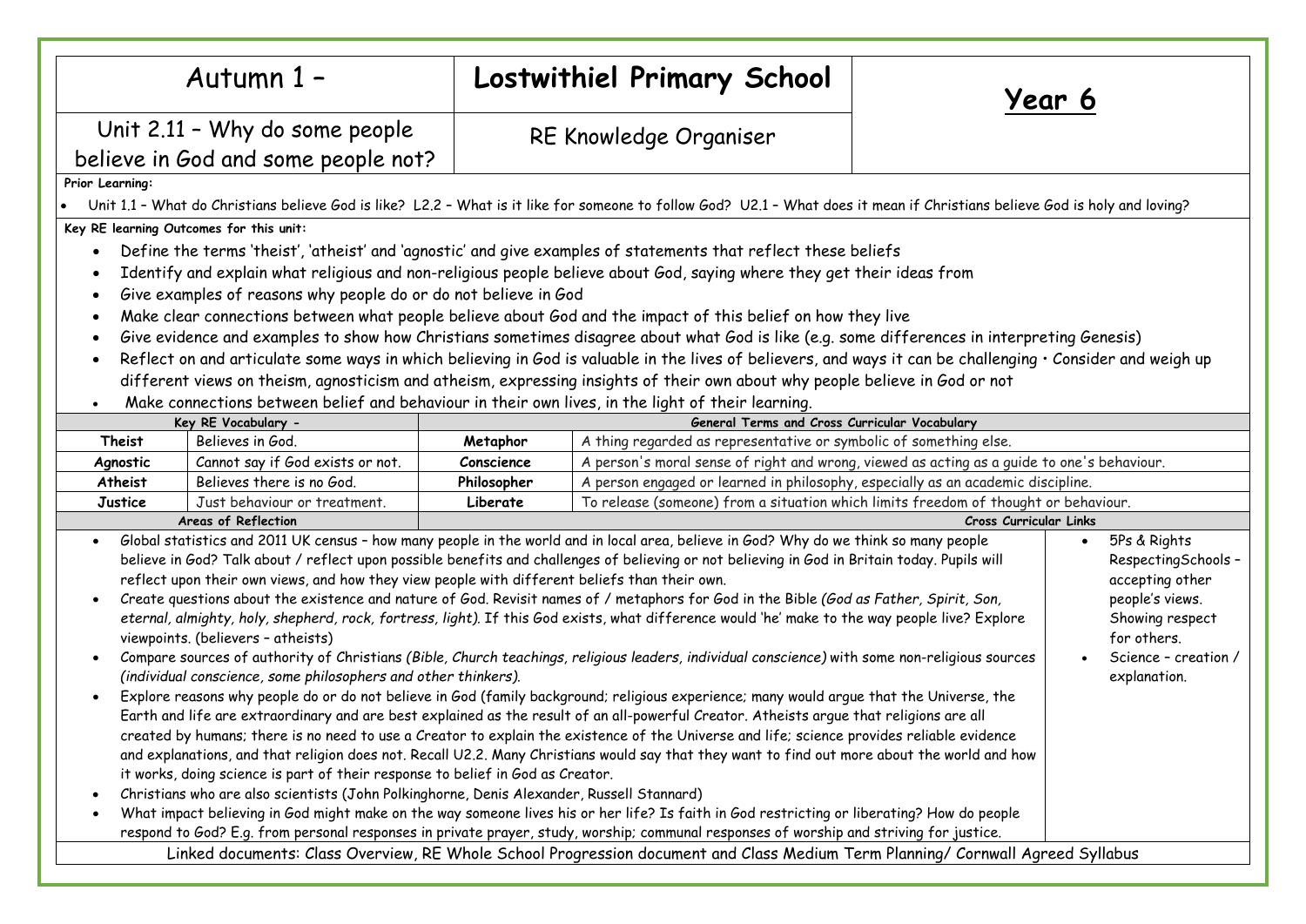| Autumn 1 – | **Lostwithiel Primary School** | **Year 6** |
|---|---|---|
| Unit 2.11 – Why do some people believe in God and some people not? | RE Knowledge Organiser | |

**Prior Learning:**

- Unit 1.1 – What do Christians believe God is like? L2.2 – What is it like for someone to follow God? U2.1 – What does it mean if Christians believe God is holy and loving?

**Key RE learning Outcomes for this unit:**

- Define the terms 'theist', 'atheist' and 'agnostic' and give examples of statements that reflect these beliefs
- Identify and explain what religious and non-religious people believe about God, saying where they get their ideas from
- Give examples of reasons why people do or do not believe in God
- Make clear connections between what people believe about God and the impact of this belief on how they live
- Give evidence and examples to show how Christians sometimes disagree about what God is like (e.g. some differences in interpreting Genesis)
- Reflect on and articulate some ways in which believing in God is valuable in the lives of believers, and ways it can be challenging • Consider and weigh up different views on theism, agnosticism and atheism, expressing insights of their own about why people believe in God or not
- Make connections between belief and behaviour in their own lives, in the light of their learning.

| Key RE Vocabulary - | | General Terms and Cross Curricular Vocabulary | |
|---|---|---|---|
| **Theist** | Believes in God. | **Metaphor** | A thing regarded as representative or symbolic of something else. |
| **Agnostic** | Cannot say if God exists or not. | **Conscience** | A person's moral sense of right and wrong, viewed as acting as a guide to one's behaviour. |
| **Atheist** | Believes there is no God. | **Philosopher** | A person engaged or learned in philosophy, especially as an academic discipline. |
| **Justice** | Just behaviour or treatment. | **Liberate** | To release (someone) from a situation which limits freedom of thought or behaviour. |

| Areas of Reflection | Cross Curricular Links |
|---|---|
| • Global statistics and 2011 UK census – how many people in the world and in local area, believe in God? Why do we think so many people believe in God? Talk about / reflect upon possible benefits and challenges of believing or not believing in God in Britain today. Pupils will reflect upon their own views, and how they view people with different beliefs than their own.<br>• Create questions about the existence and nature of God. Revisit names of / metaphors for God in the Bible *(God as Father, Spirit, Son, eternal, almighty, holy, shepherd, rock, fortress, light).* If this God exists, what difference would 'he' make to the way people live? Explore viewpoints. (believers – atheists)<br>• Compare sources of authority of Christians *(Bible, Church teachings, religious leaders, individual conscience)* with some non-religious sources *(individual conscience, some philosophers and other thinkers).*<br>• Explore reasons why people do or do not believe in God (family background; religious experience; many would argue that the Universe, the Earth and life are extraordinary and are best explained as the result of an all-powerful Creator. Atheists argue that religions are all created by humans; there is no need to use a Creator to explain the existence of the Universe and life; science provides reliable evidence and explanations, and that religion does not. Recall U2.2. Many Christians would say that they want to find out more about the world and how it works, doing science is part of their response to belief in God as Creator.<br>• Christians who are also scientists (John Polkinghorne, Denis Alexander, Russell Stannard)<br>• What impact believing in God might make on the way someone lives his or her life? Is faith in God restricting or liberating? How do people respond to God? E.g. from personal responses in private prayer, study, worship; communal responses of worship and striving for justice. | • 5Ps & Rights RespectingSchools – accepting other people's views. Showing respect for others.<br>• Science – creation / explanation. |

Linked documents: Class Overview, RE Whole School Progression document and Class Medium Term Planning/ Cornwall Agreed Syllabus